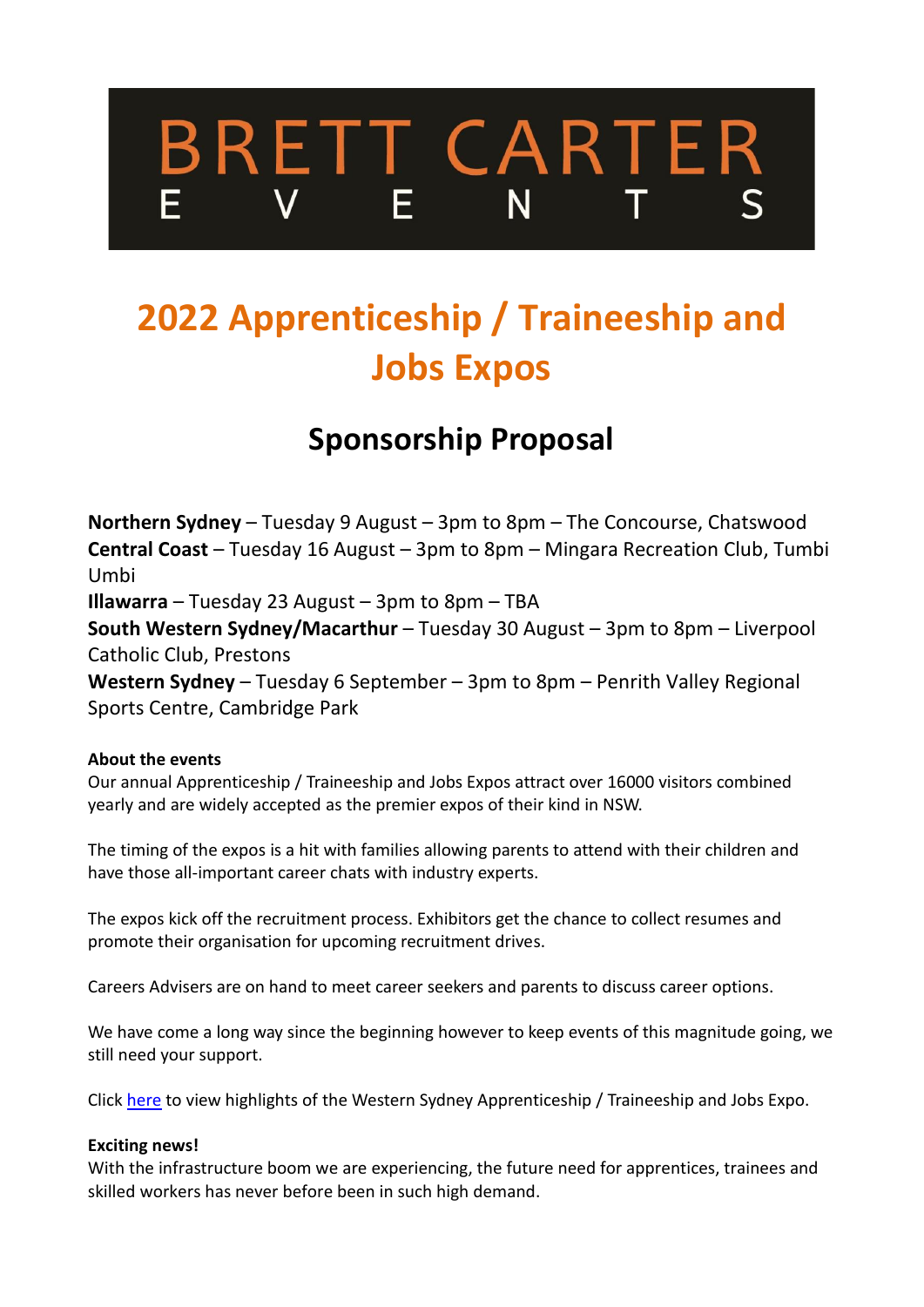# BRETT CARTER EVENTS

# 2022 Apprenticeship / Traineeship and Jobs Expos

## Sponsorship Proposal

**Northern Sydney** – Tuesday 9 August – 3pm to 8pm – The Concourse, Chatswood
**Central Coast** – Tuesday 16 August – 3pm to 8pm – Mingara Recreation Club, Tumbi Umbi
**Illawarra** – Tuesday 23 August – 3pm to 8pm – TBA
**South Western Sydney/Macarthur** – Tuesday 30 August – 3pm to 8pm – Liverpool Catholic Club, Prestons
**Western Sydney** – Tuesday 6 September – 3pm to 8pm – Penrith Valley Regional Sports Centre, Cambridge Park

**About the events**
Our annual Apprenticeship / Traineeship and Jobs Expos attract over 16000 visitors combined yearly and are widely accepted as the premier expos of their kind in NSW.

The timing of the expos is a hit with families allowing parents to attend with their children and have those all-important career chats with industry experts.

The expos kick off the recruitment process. Exhibitors get the chance to collect resumes and promote their organisation for upcoming recruitment drives.

Careers Advisers are on hand to meet career seekers and parents to discuss career options.

We have come a long way since the beginning however to keep events of this magnitude going, we still need your support.

Click here to view highlights of the Western Sydney Apprenticeship / Traineeship and Jobs Expo.

**Exciting news!**
With the infrastructure boom we are experiencing, the future need for apprentices, trainees and skilled workers has never before been in such high demand.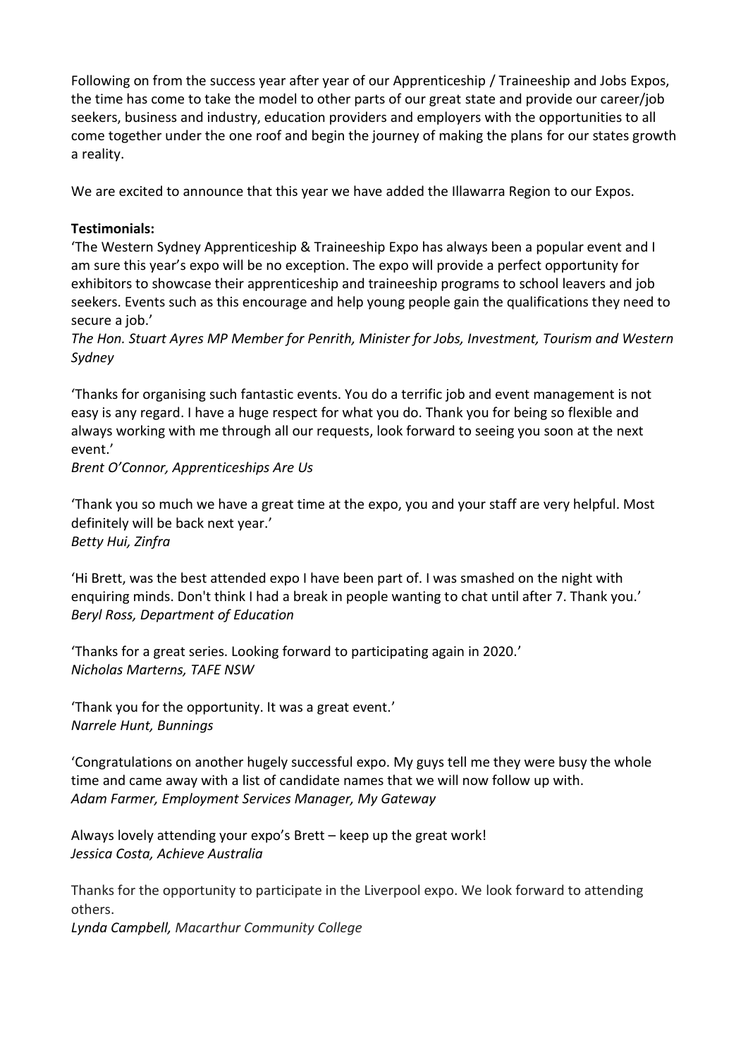Following on from the success year after year of our Apprenticeship / Traineeship and Jobs Expos, the time has come to take the model to other parts of our great state and provide our career/job seekers, business and industry, education providers and employers with the opportunities to all come together under the one roof and begin the journey of making the plans for our states growth a reality.

We are excited to announce that this year we have added the Illawarra Region to our Expos.

**Testimonials:**

'The Western Sydney Apprenticeship & Traineeship Expo has always been a popular event and I am sure this year's expo will be no exception. The expo will provide a perfect opportunity for exhibitors to showcase their apprenticeship and traineeship programs to school leavers and job seekers. Events such as this encourage and help young people gain the qualifications they need to secure a job.'
*The Hon. Stuart Ayres MP Member for Penrith, Minister for Jobs, Investment, Tourism and Western Sydney*

'Thanks for organising such fantastic events. You do a terrific job and event management is not easy is any regard. I have a huge respect for what you do. Thank you for being so flexible and always working with me through all our requests, look forward to seeing you soon at the next event.'
*Brent O'Connor, Apprenticeships Are Us*

'Thank you so much we have a great time at the expo, you and your staff are very helpful. Most definitely will be back next year.'
*Betty Hui, Zinfra*

'Hi Brett, was the best attended expo I have been part of. I was smashed on the night with enquiring minds. Don't think I had a break in people wanting to chat until after 7. Thank you.'
*Beryl Ross, Department of Education*

'Thanks for a great series. Looking forward to participating again in 2020.'
*Nicholas Marterns, TAFE NSW*

'Thank you for the opportunity. It was a great event.'
*Narrele Hunt, Bunnings*

'Congratulations on another hugely successful expo. My guys tell me they were busy the whole time and came away with a list of candidate names that we will now follow up with.
*Adam Farmer, Employment Services Manager, My Gateway*

Always lovely attending your expo's Brett – keep up the great work!
*Jessica Costa, Achieve Australia*

Thanks for the opportunity to participate in the Liverpool expo. We look forward to attending others.
***Lynda Campbell,** Macarthur Community College*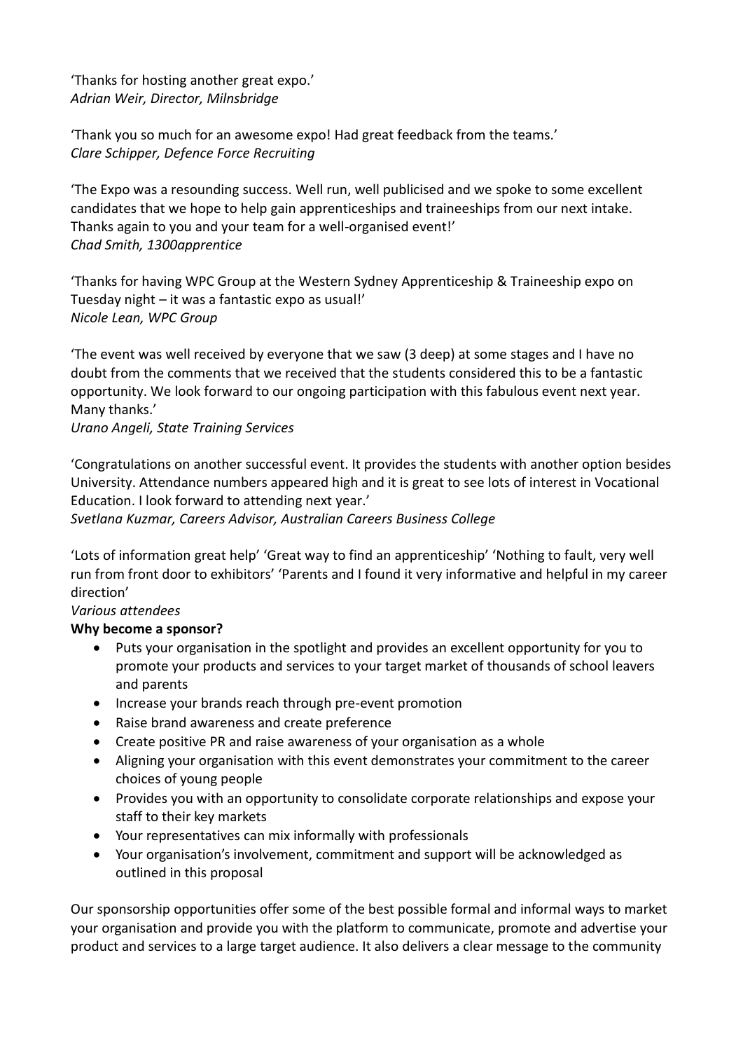'Thanks for hosting another great expo.'
*Adrian Weir, Director, Milnsbridge*

'Thank you so much for an awesome expo! Had great feedback from the teams.'
*Clare Schipper, Defence Force Recruiting*

'The Expo was a resounding success. Well run, well publicised and we spoke to some excellent candidates that we hope to help gain apprenticeships and traineeships from our next intake. Thanks again to you and your team for a well-organised event!'
*Chad Smith, 1300apprentice*

'Thanks for having WPC Group at the Western Sydney Apprenticeship & Traineeship expo on Tuesday night – it was a fantastic expo as usual!'
*Nicole Lean, WPC Group*

'The event was well received by everyone that we saw (3 deep) at some stages and I have no doubt from the comments that we received that the students considered this to be a fantastic opportunity. We look forward to our ongoing participation with this fabulous event next year. Many thanks.'
*Urano Angeli, State Training Services*

'Congratulations on another successful event. It provides the students with another option besides University. Attendance numbers appeared high and it is great to see lots of interest in Vocational Education. I look forward to attending next year.'
*Svetlana Kuzmar, Careers Advisor, Australian Careers Business College*

'Lots of information great help' 'Great way to find an apprenticeship' 'Nothing to fault, very well run from front door to exhibitors' 'Parents and I found it very informative and helpful in my career direction'
*Various attendees*

**Why become a sponsor?**

- Puts your organisation in the spotlight and provides an excellent opportunity for you to promote your products and services to your target market of thousands of school leavers and parents
- Increase your brands reach through pre-event promotion
- Raise brand awareness and create preference
- Create positive PR and raise awareness of your organisation as a whole
- Aligning your organisation with this event demonstrates your commitment to the career choices of young people
- Provides you with an opportunity to consolidate corporate relationships and expose your staff to their key markets
- Your representatives can mix informally with professionals
- Your organisation's involvement, commitment and support will be acknowledged as outlined in this proposal

Our sponsorship opportunities offer some of the best possible formal and informal ways to market your organisation and provide you with the platform to communicate, promote and advertise your product and services to a large target audience. It also delivers a clear message to the community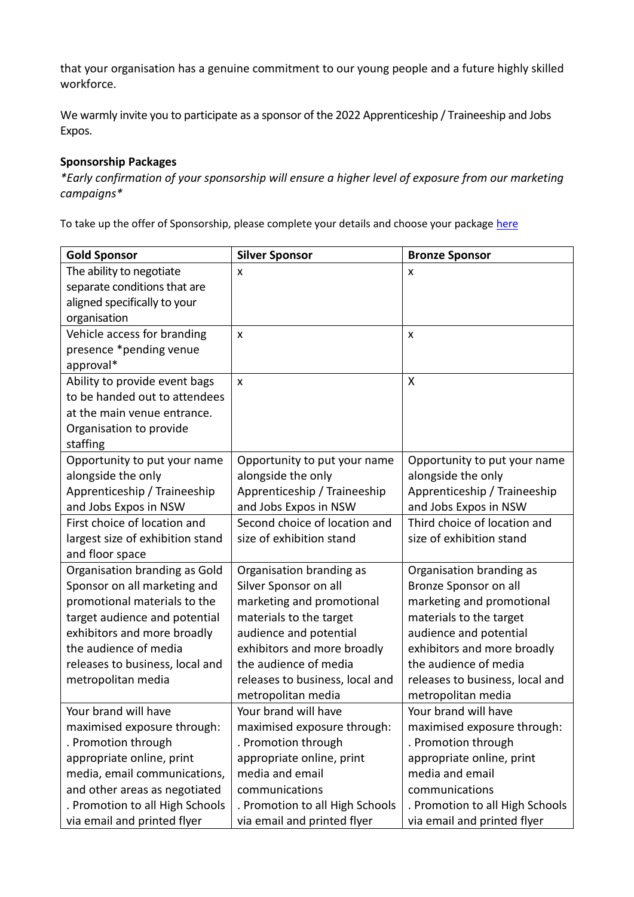that your organisation has a genuine commitment to our young people and a future highly skilled workforce.

We warmly invite you to participate as a sponsor of the 2022 Apprenticeship / Traineeship and Jobs Expos.

**Sponsorship Packages**

*\*Early confirmation of your sponsorship will ensure a higher level of exposure from our marketing campaigns\**

To take up the offer of Sponsorship, please complete your details and choose your package [here]

| Gold Sponsor | Silver Sponsor | Bronze Sponsor |
|---|---|---|
| The ability to negotiate separate conditions that are aligned specifically to your organisation | x | x |
| Vehicle access for branding presence *pending venue approval* | x | x |
| Ability to provide event bags to be handed out to attendees at the main venue entrance. Organisation to provide staffing | x | X |
| Opportunity to put your name alongside the only Apprenticeship / Traineeship and Jobs Expos in NSW | Opportunity to put your name alongside the only Apprenticeship / Traineeship and Jobs Expos in NSW | Opportunity to put your name alongside the only Apprenticeship / Traineeship and Jobs Expos in NSW |
| First choice of location and largest size of exhibition stand and floor space | Second choice of location and size of exhibition stand | Third choice of location and size of exhibition stand |
| Organisation branding as Gold Sponsor on all marketing and promotional materials to the target audience and potential exhibitors and more broadly the audience of media releases to business, local and metropolitan media | Organisation branding as Silver Sponsor on all marketing and promotional materials to the target audience and potential exhibitors and more broadly the audience of media releases to business, local and metropolitan media | Organisation branding as Bronze Sponsor on all marketing and promotional materials to the target audience and potential exhibitors and more broadly the audience of media releases to business, local and metropolitan media |
| Your brand will have maximised exposure through:<br>. Promotion through appropriate online, print media, email communications, and other areas as negotiated<br>. Promotion to all High Schools via email and printed flyer | Your brand will have maximised exposure through:<br>. Promotion through appropriate online, print media and email communications<br>. Promotion to all High Schools via email and printed flyer | Your brand will have maximised exposure through:<br>. Promotion through appropriate online, print media and email communications<br>. Promotion to all High Schools via email and printed flyer |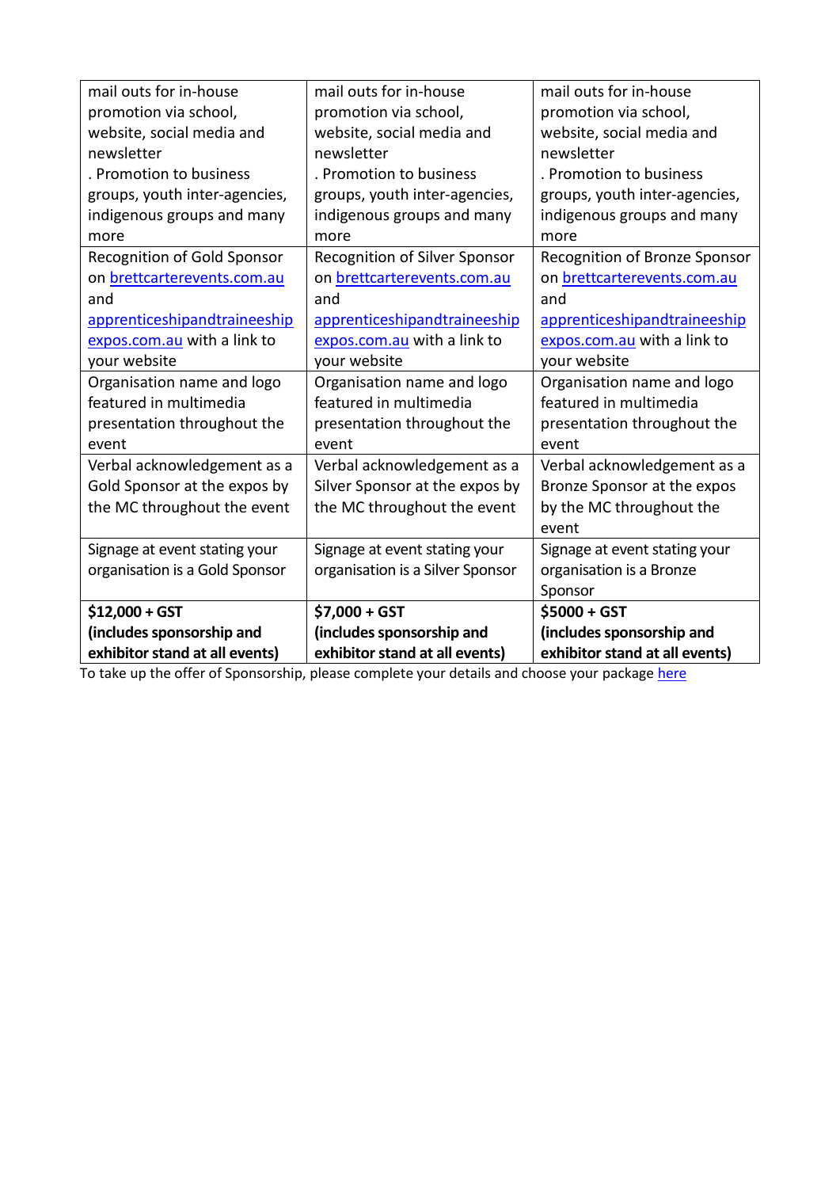| | | |
|---|---|---|
| mail outs for in-house promotion via school, website, social media and newsletter . Promotion to business groups, youth inter-agencies, indigenous groups and many more | mail outs for in-house promotion via school, website, social media and newsletter . Promotion to business groups, youth inter-agencies, indigenous groups and many more | mail outs for in-house promotion via school, website, social media and newsletter . Promotion to business groups, youth inter-agencies, indigenous groups and many more |
| Recognition of Gold Sponsor on brettcarterevents.com.au and apprenticeshipandtraineeshipexpos.com.au with a link to your website | Recognition of Silver Sponsor on brettcarterevents.com.au and apprenticeshipandtraineeshipexpos.com.au with a link to your website | Recognition of Bronze Sponsor on brettcarterevents.com.au and apprenticeshipandtraineeshipexpos.com.au with a link to your website |
| Organisation name and logo featured in multimedia presentation throughout the event | Organisation name and logo featured in multimedia presentation throughout the event | Organisation name and logo featured in multimedia presentation throughout the event |
| Verbal acknowledgement as a Gold Sponsor at the expos by the MC throughout the event | Verbal acknowledgement as a Silver Sponsor at the expos by the MC throughout the event | Verbal acknowledgement as a Bronze Sponsor at the expos by the MC throughout the event |
| Signage at event stating your organisation is a Gold Sponsor | Signage at event stating your organisation is a Silver Sponsor | Signage at event stating your organisation is a Bronze Sponsor |
| **$12,000 + GST (includes sponsorship and exhibitor stand at all events)** | **$7,000 + GST (includes sponsorship and exhibitor stand at all events)** | **$5000 + GST (includes sponsorship and exhibitor stand at all events)** |

To take up the offer of Sponsorship, please complete your details and choose your package here